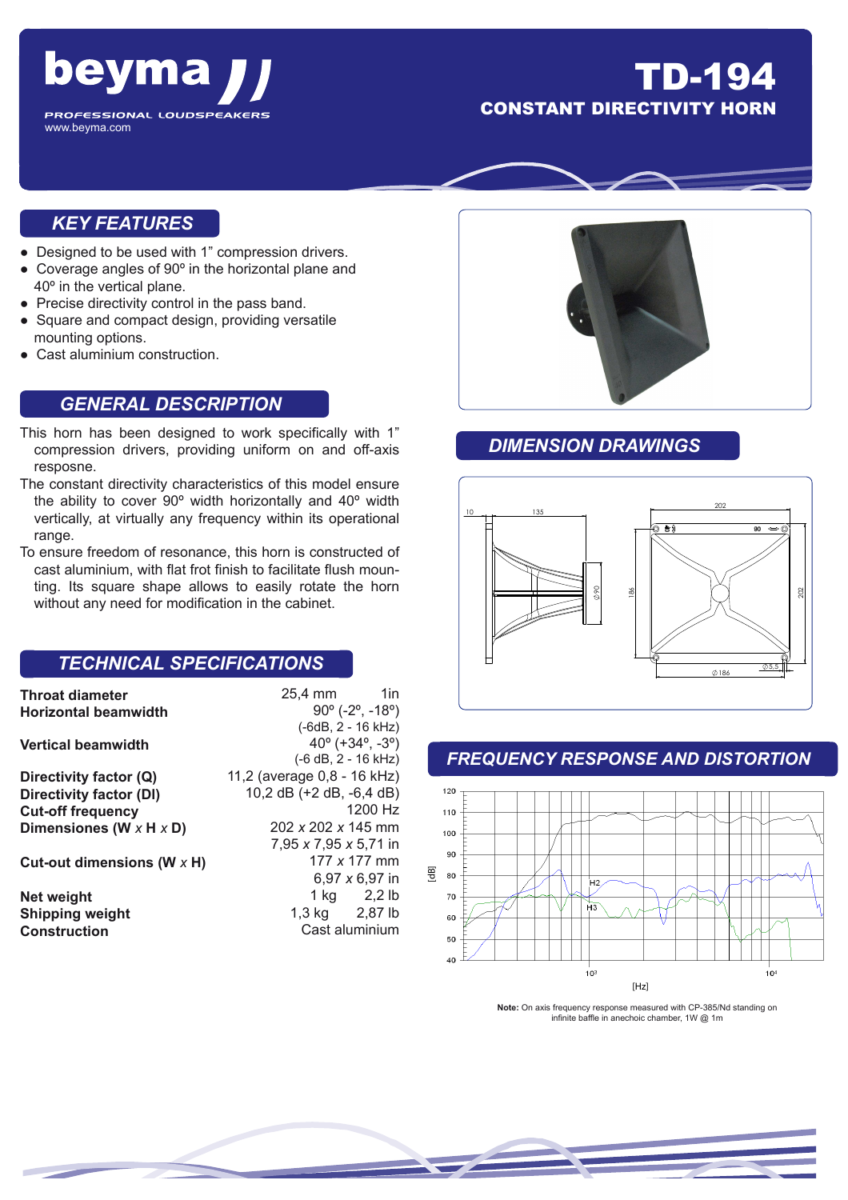# beyma

PROFESSIONAL LOUDSPEAKERS

www.beyma.com

# TD-194

## CONSTANT DIRECTIVITY HORN

## KEY FEATURES

- Designed to be used with 1” compression drivers.
- Coverage angles of 90º in the horizontal plane and 40º in the vertical plane.
- Precise directivity control in the pass band.
- Square and compact design, providing versatile mounting options.
- Cast aluminium construction.

## GENERAL DESCRIPTION

This horn has been designed to work specifically with 1” compression drivers, providing uniform on and off-axis resposne.

The constant directivity characteristics of this model ensure the ability to cover 90º width horizontally and 40º width vertically, at virtually any frequency within its operational range.

To ensure freedom of resonance, this horn is constructed of cast aluminium, with flat frot finish to facilitate flush mounting. Its square shape allows to easily rotate the horn without any need for modification in the cabinet.

## TECHNICAL SPECIFICATIONS

| | |
|---|---|
| **Throat diameter** | 25,4 mm 1in |
| **Horizontal beamwidth** | 90º (-2º, -18º) (-6dB, 2 - 16 kHz) |
| **Vertical beamwidth** | 40º (+34º, -3º) (-6 dB, 2 - 16 kHz) |
| **Directivity factor (Q)** | 11,2 (average 0,8 - 16 kHz) |
| **Directivity factor (DI)** | 10,2 dB (+2 dB, -6,4 dB) |
| **Cut-off frequency** | 1200 Hz |
| **Dimensions (W x H x D)** | 202 x 202 x 145 mm<br>7,95 x 7,95 x 5,71 in |
| **Cut-out dimensions (W x H)** | 177 x 177 mm<br>6,97 x 6,97 in |
| **Net weight** | 1 kg 2,2 lb |
| **Shipping weight** | 1,3 kg 2,87 lb |
| **Construction** | Cast aluminium |

## DIMENSION DRAWINGS

## FREQUENCY RESPONSE AND DISTORTION

**Note:** On axis frequency response measured with CP-385/Nd standing on infinite baffle in anechoic chamber, 1W @ 1m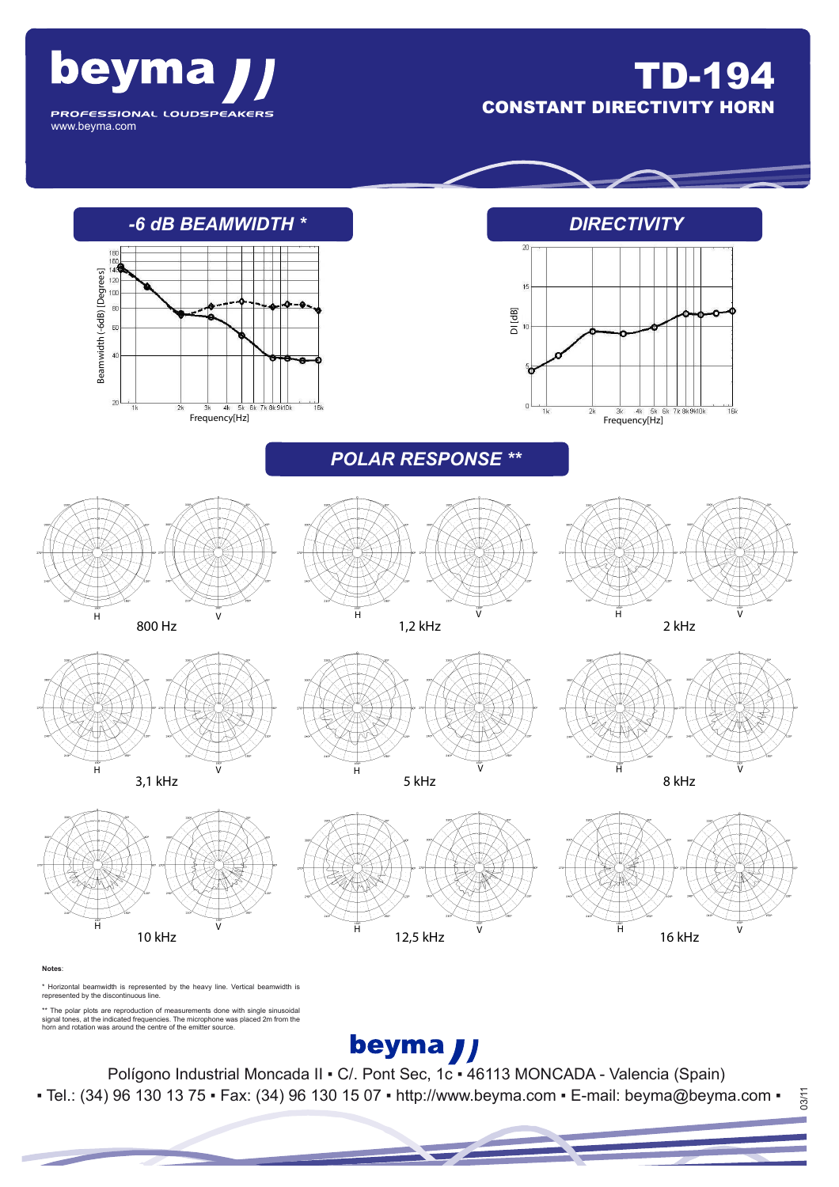beyma

PROFESSIONAL LOUDSPEAKERS

www.beyma.com

# TD-194

## CONSTANT DIRECTIVITY HORN

## -6 dB BEAMWIDTH *

Beamwidth (-6dB) [Degrees]

180
160
140
120
100
80
60
40
20

1k 2k 3k 4k 5k 6k 7k 8k 9k 10k 16k

Frequency[Hz]

## DIRECTIVITY

DI [dB]

20
15
10
5
0

1k 2k 3k 4k 5k 6k 7k 8k 9k 10k 16k

Frequency[Hz]

## POLAR RESPONSE **

H V 800 Hz

H V 1,2 kHz

H V 2 kHz

H V 3,1 kHz

H V 5 kHz

H V 8 kHz

H V 10 kHz

H V 12,5 kHz

H V 16 kHz

**Notes**:

* Horizontal beamwidth is represented by the heavy line. Vertical beamwidth is represented by the discontinuous line.

** The polar plots are reproduction of measurements done with single sinusoidal signal tones, at the indicated frequencies. The microphone was placed 2m from the horn and rotation was around the centre of the emitter source.

beyma

Polígono Industrial Moncada II ▪ C/. Pont Sec, 1c ▪ 46113 MONCADA - Valencia (Spain)

▪ Tel.: (34) 96 130 13 75 ▪ Fax: (34) 96 130 15 07 ▪ http://www.beyma.com ▪ E-mail: beyma@beyma.com ▪

03/11